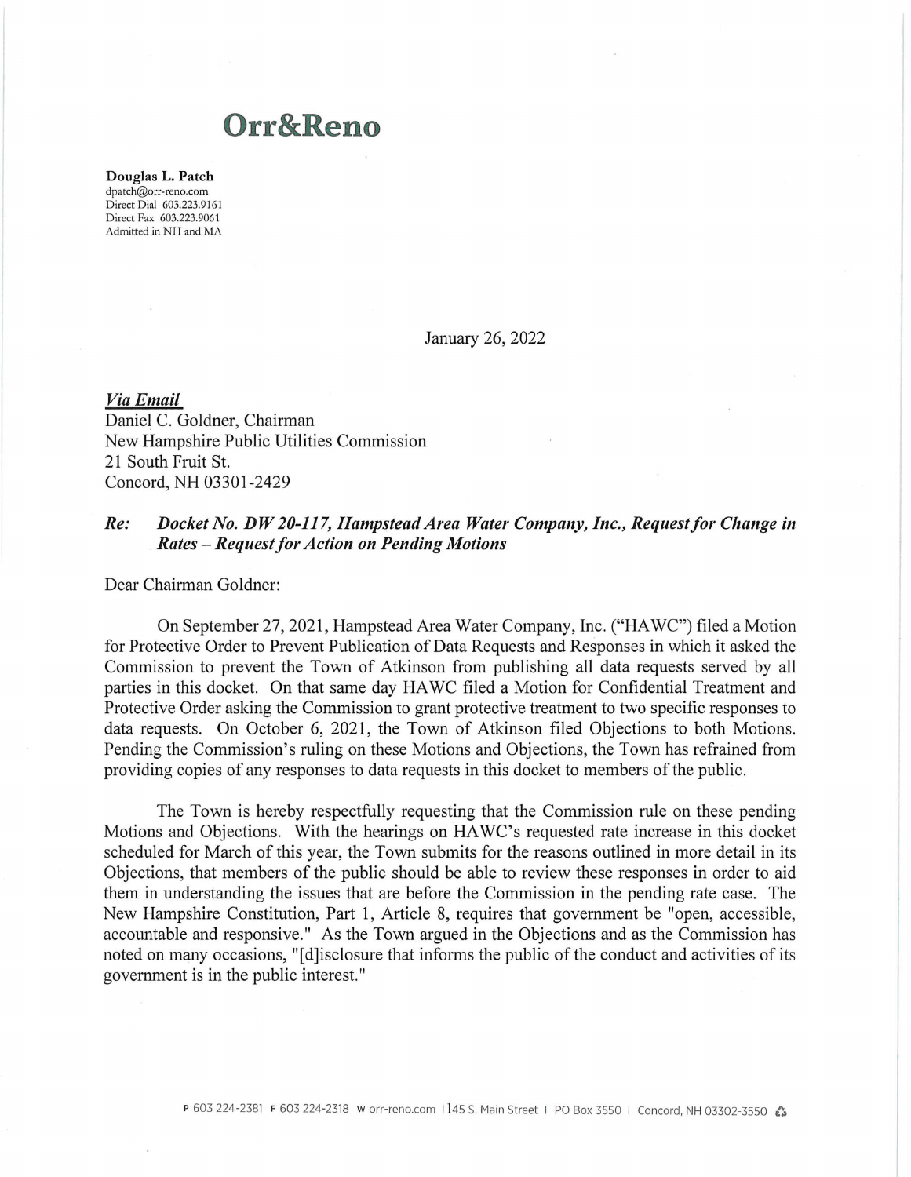# Orr&Reno

**Douglas L. Patch**
dpatch@orr-reno.com
Direct Dial 603.223.9161
Direct Fax 603.223.9061
Admitted in NH and MA

January 26, 2022

***Via Email***
Daniel C. Goldner, Chairman
New Hampshire Public Utilities Commission
21 South Fruit St.
Concord, NH 03301-2429

***Re: Docket No. DW 20-117, Hampstead Area Water Company, Inc., Request for Change in Rates – Request for Action on Pending Motions***

Dear Chairman Goldner:

On September 27, 2021, Hampstead Area Water Company, Inc. ("HAWC") filed a Motion for Protective Order to Prevent Publication of Data Requests and Responses in which it asked the Commission to prevent the Town of Atkinson from publishing all data requests served by all parties in this docket. On that same day HAWC filed a Motion for Confidential Treatment and Protective Order asking the Commission to grant protective treatment to two specific responses to data requests. On October 6, 2021, the Town of Atkinson filed Objections to both Motions. Pending the Commission's ruling on these Motions and Objections, the Town has refrained from providing copies of any responses to data requests in this docket to members of the public.

The Town is hereby respectfully requesting that the Commission rule on these pending Motions and Objections. With the hearings on HAWC's requested rate increase in this docket scheduled for March of this year, the Town submits for the reasons outlined in more detail in its Objections, that members of the public should be able to review these responses in order to aid them in understanding the issues that are before the Commission in the pending rate case. The New Hampshire Constitution, Part 1, Article 8, requires that government be "open, accessible, accountable and responsive." As the Town argued in the Objections and as the Commission has noted on many occasions, "[d]isclosure that informs the public of the conduct and activities of its government is in the public interest."

P 603 224-2381 F 603 224-2318 W orr-reno.com | 45 S. Main Street | PO Box 3550 | Concord, NH 03302-3550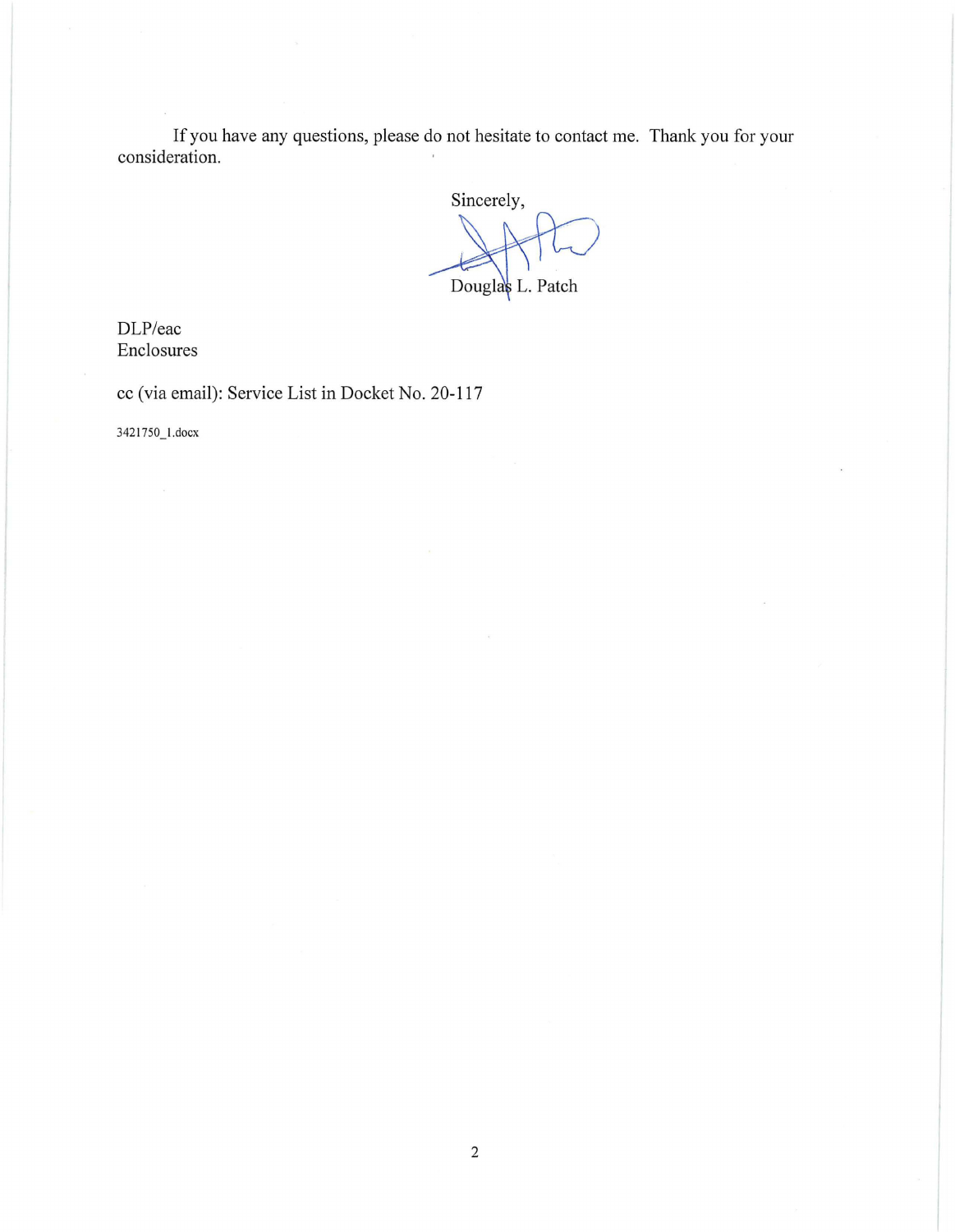If you have any questions, please do not hesitate to contact me. Thank you for your consideration.

Sincerely,

Douglas L. Patch

DLP/eac
Enclosures

cc (via email): Service List in Docket No. 20-117

3421750_1.docx